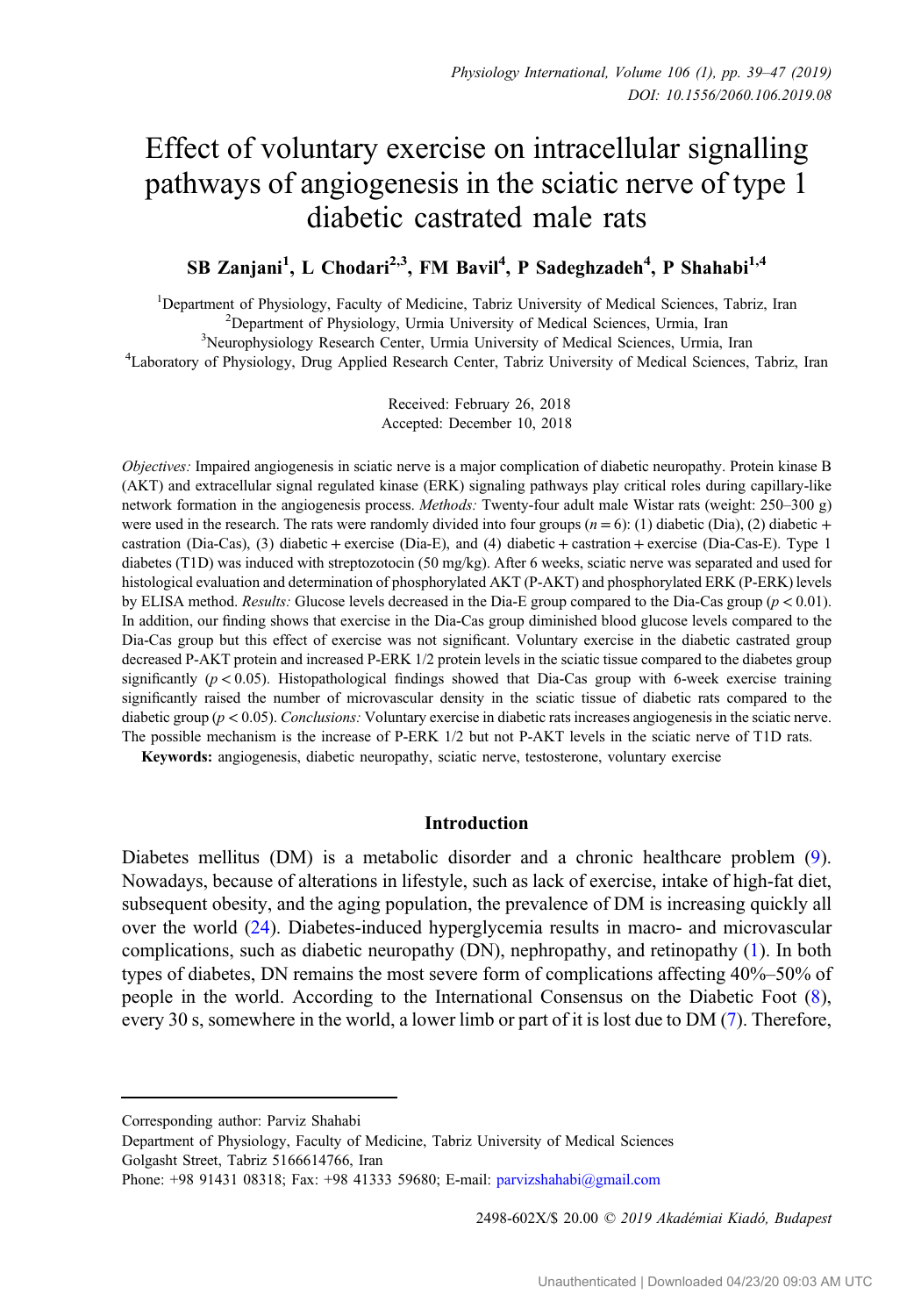# Effect of voluntary exercise on intracellular signalling pathways of angiogenesis in the sciatic nerve of type 1 diabetic castrated male rats

**SB Zanjani[1], L Chodari[2,3], FM Bavil[4], P Sadeghzadeh[4], P Shahabi[1,4]**

[1]Department of Physiology, Faculty of Medicine, Tabriz University of Medical Sciences, Tabriz, Iran
[2]Department of Physiology, Urmia University of Medical Sciences, Urmia, Iran
[3]Neurophysiology Research Center, Urmia University of Medical Sciences, Urmia, Iran
[4]Laboratory of Physiology, Drug Applied Research Center, Tabriz University of Medical Sciences, Tabriz, Iran

Received: February 26, 2018
Accepted: December 10, 2018

*Objectives:* Impaired angiogenesis in sciatic nerve is a major complication of diabetic neuropathy. Protein kinase B (AKT) and extracellular signal regulated kinase (ERK) signaling pathways play critical roles during capillary-like network formation in the angiogenesis process. *Methods:* Twenty-four adult male Wistar rats (weight: 250–300 g) were used in the research. The rats were randomly divided into four groups ($n = 6$): (1) diabetic (Dia), (2) diabetic + castration (Dia-Cas), (3) diabetic + exercise (Dia-E), and (4) diabetic + castration + exercise (Dia-Cas-E). Type 1 diabetes (T1D) was induced with streptozotocin (50 mg/kg). After 6 weeks, sciatic nerve was separated and used for histological evaluation and determination of phosphorylated AKT (P-AKT) and phosphorylated ERK (P-ERK) levels by ELISA method. *Results:* Glucose levels decreased in the Dia-E group compared to the Dia-Cas group ($p < 0.01$). In addition, our finding shows that exercise in the Dia-Cas group diminished blood glucose levels compared to the Dia-Cas group but this effect of exercise was not significant. Voluntary exercise in the diabetic castrated group decreased P-AKT protein and increased P-ERK 1/2 protein levels in the sciatic tissue compared to the diabetes group significantly ($p < 0.05$). Histopathological findings showed that Dia-Cas group with 6-week exercise training significantly raised the number of microvascular density in the sciatic tissue of diabetic rats compared to the diabetic group ($p < 0.05$). *Conclusions:* Voluntary exercise in diabetic rats increases angiogenesis in the sciatic nerve. The possible mechanism is the increase of P-ERK 1/2 but not P-AKT levels in the sciatic nerve of T1D rats.

**Keywords:** angiogenesis, diabetic neuropathy, sciatic nerve, testosterone, voluntary exercise

## Introduction

Diabetes mellitus (DM) is a metabolic disorder and a chronic healthcare problem (9). Nowadays, because of alterations in lifestyle, such as lack of exercise, intake of high-fat diet, subsequent obesity, and the aging population, the prevalence of DM is increasing quickly all over the world (24). Diabetes-induced hyperglycemia results in macro- and microvascular complications, such as diabetic neuropathy (DN), nephropathy, and retinopathy (1). In both types of diabetes, DN remains the most severe form of complications affecting 40%–50% of people in the world. According to the International Consensus on the Diabetic Foot (8), every 30 s, somewhere in the world, a lower limb or part of it is lost due to DM (7). Therefore,

---

Corresponding author: Parviz Shahabi
Department of Physiology, Faculty of Medicine, Tabriz University of Medical Sciences
Golgasht Street, Tabriz 5166614766, Iran
Phone: +98 91431 08318; Fax: +98 41333 59680; E-mail: parvizshahabi@gmail.com

2498-602X/$ 20.00 © 2019 Akadémiai Kiadó, Budapest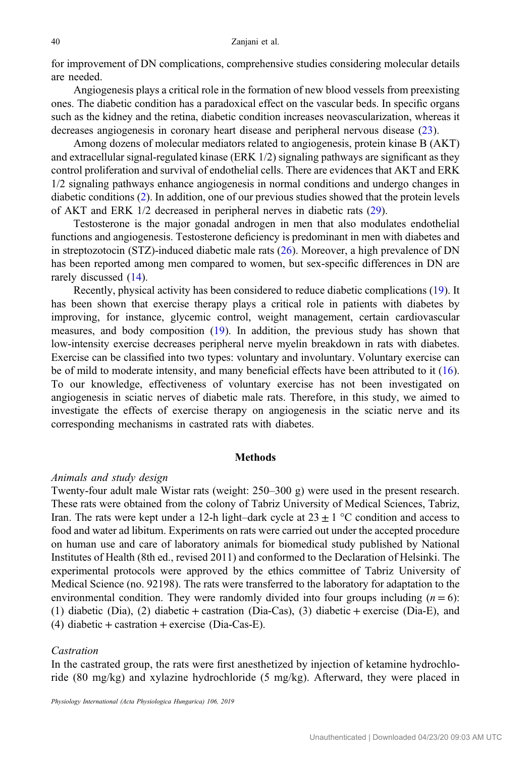for improvement of DN complications, comprehensive studies considering molecular details are needed.

Angiogenesis plays a critical role in the formation of new blood vessels from preexisting ones. The diabetic condition has a paradoxical effect on the vascular beds. In specific organs such as the kidney and the retina, diabetic condition increases neovascularization, whereas it decreases angiogenesis in coronary heart disease and peripheral nervous disease (23).

Among dozens of molecular mediators related to angiogenesis, protein kinase B (AKT) and extracellular signal-regulated kinase (ERK 1/2) signaling pathways are significant as they control proliferation and survival of endothelial cells. There are evidences that AKT and ERK 1/2 signaling pathways enhance angiogenesis in normal conditions and undergo changes in diabetic conditions (2). In addition, one of our previous studies showed that the protein levels of AKT and ERK 1/2 decreased in peripheral nerves in diabetic rats (29).

Testosterone is the major gonadal androgen in men that also modulates endothelial functions and angiogenesis. Testosterone deficiency is predominant in men with diabetes and in streptozotocin (STZ)-induced diabetic male rats (26). Moreover, a high prevalence of DN has been reported among men compared to women, but sex-specific differences in DN are rarely discussed (14).

Recently, physical activity has been considered to reduce diabetic complications (19). It has been shown that exercise therapy plays a critical role in patients with diabetes by improving, for instance, glycemic control, weight management, certain cardiovascular measures, and body composition (19). In addition, the previous study has shown that low-intensity exercise decreases peripheral nerve myelin breakdown in rats with diabetes. Exercise can be classified into two types: voluntary and involuntary. Voluntary exercise can be of mild to moderate intensity, and many beneficial effects have been attributed to it (16). To our knowledge, effectiveness of voluntary exercise has not been investigated on angiogenesis in sciatic nerves of diabetic male rats. Therefore, in this study, we aimed to investigate the effects of exercise therapy on angiogenesis in the sciatic nerve and its corresponding mechanisms in castrated rats with diabetes.

## Methods

### *Animals and study design*

Twenty-four adult male Wistar rats (weight: 250–300 g) were used in the present research. These rats were obtained from the colony of Tabriz University of Medical Sciences, Tabriz, Iran. The rats were kept under a 12-h light–dark cycle at $23 \pm 1$ °C condition and access to food and water ad libitum. Experiments on rats were carried out under the accepted procedure on human use and care of laboratory animals for biomedical study published by National Institutes of Health (8th ed., revised 2011) and conformed to the Declaration of Helsinki. The experimental protocols were approved by the ethics committee of Tabriz University of Medical Science (no. 92198). The rats were transferred to the laboratory for adaptation to the environmental condition. They were randomly divided into four groups including ($n = 6$): (1) diabetic (Dia), (2) diabetic + castration (Dia-Cas), (3) diabetic + exercise (Dia-E), and (4) diabetic + castration + exercise (Dia-Cas-E).

### *Castration*

In the castrated group, the rats were first anesthetized by injection of ketamine hydrochloride (80 mg/kg) and xylazine hydrochloride (5 mg/kg). Afterward, they were placed in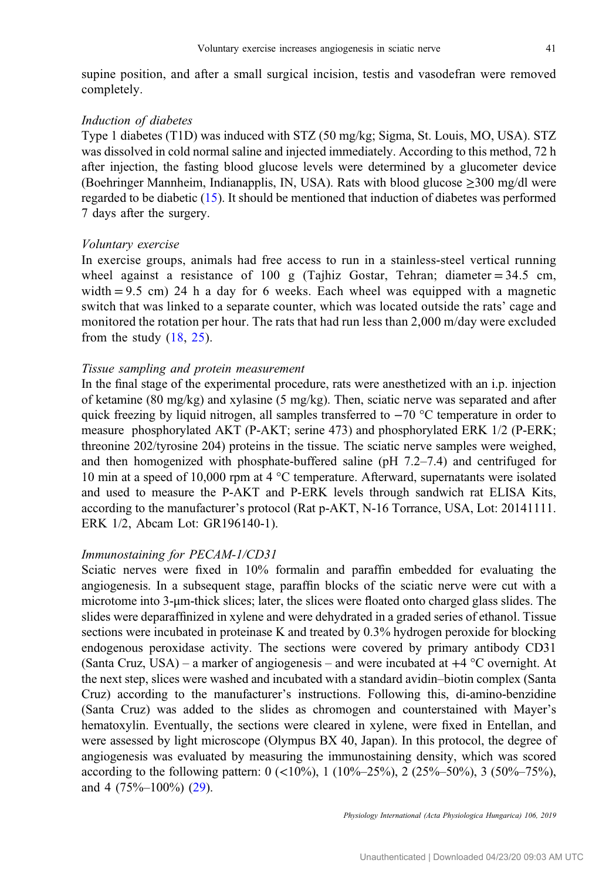supine position, and after a small surgical incision, testis and vasodefran were removed completely.

*Induction of diabetes*

Type 1 diabetes (T1D) was induced with STZ (50 mg/kg; Sigma, St. Louis, MO, USA). STZ was dissolved in cold normal saline and injected immediately. According to this method, 72 h after injection, the fasting blood glucose levels were determined by a glucometer device (Boehringer Mannheim, Indianapplis, IN, USA). Rats with blood glucose ≥300 mg/dl were regarded to be diabetic (15). It should be mentioned that induction of diabetes was performed 7 days after the surgery.

*Voluntary exercise*

In exercise groups, animals had free access to run in a stainless-steel vertical running wheel against a resistance of 100 g (Tajhiz Gostar, Tehran; diameter = 34.5 cm, width = 9.5 cm) 24 h a day for 6 weeks. Each wheel was equipped with a magnetic switch that was linked to a separate counter, which was located outside the rats' cage and monitored the rotation per hour. The rats that had run less than 2,000 m/day were excluded from the study (18, 25).

*Tissue sampling and protein measurement*

In the final stage of the experimental procedure, rats were anesthetized with an i.p. injection of ketamine (80 mg/kg) and xylasine (5 mg/kg). Then, sciatic nerve was separated and after quick freezing by liquid nitrogen, all samples transferred to −70 °C temperature in order to measure phosphorylated AKT (P-AKT; serine 473) and phosphorylated ERK 1/2 (P-ERK; threonine 202/tyrosine 204) proteins in the tissue. The sciatic nerve samples were weighed, and then homogenized with phosphate-buffered saline (pH 7.2–7.4) and centrifuged for 10 min at a speed of 10,000 rpm at 4 °C temperature. Afterward, supernatants were isolated and used to measure the P-AKT and P-ERK levels through sandwich rat ELISA Kits, according to the manufacturer's protocol (Rat p-AKT, N-16 Torrance, USA, Lot: 20141111. ERK 1/2, Abcam Lot: GR196140-1).

*Immunostaining for PECAM-1/CD31*

Sciatic nerves were fixed in 10% formalin and paraffin embedded for evaluating the angiogenesis. In a subsequent stage, paraffin blocks of the sciatic nerve were cut with a microtome into 3-μm-thick slices; later, the slices were floated onto charged glass slides. The slides were deparaffinized in xylene and were dehydrated in a graded series of ethanol. Tissue sections were incubated in proteinase K and treated by 0.3% hydrogen peroxide for blocking endogenous peroxidase activity. The sections were covered by primary antibody CD31 (Santa Cruz, USA) – a marker of angiogenesis – and were incubated at +4 °C overnight. At the next step, slices were washed and incubated with a standard avidin–biotin complex (Santa Cruz) according to the manufacturer's instructions. Following this, di-amino-benzidine (Santa Cruz) was added to the slides as chromogen and counterstained with Mayer's hematoxylin. Eventually, the sections were cleared in xylene, were fixed in Entellan, and were assessed by light microscope (Olympus BX 40, Japan). In this protocol, the degree of angiogenesis was evaluated by measuring the immunostaining density, which was scored according to the following pattern: 0 (<10%), 1 (10%–25%), 2 (25%–50%), 3 (50%–75%), and 4 (75%–100%) (29).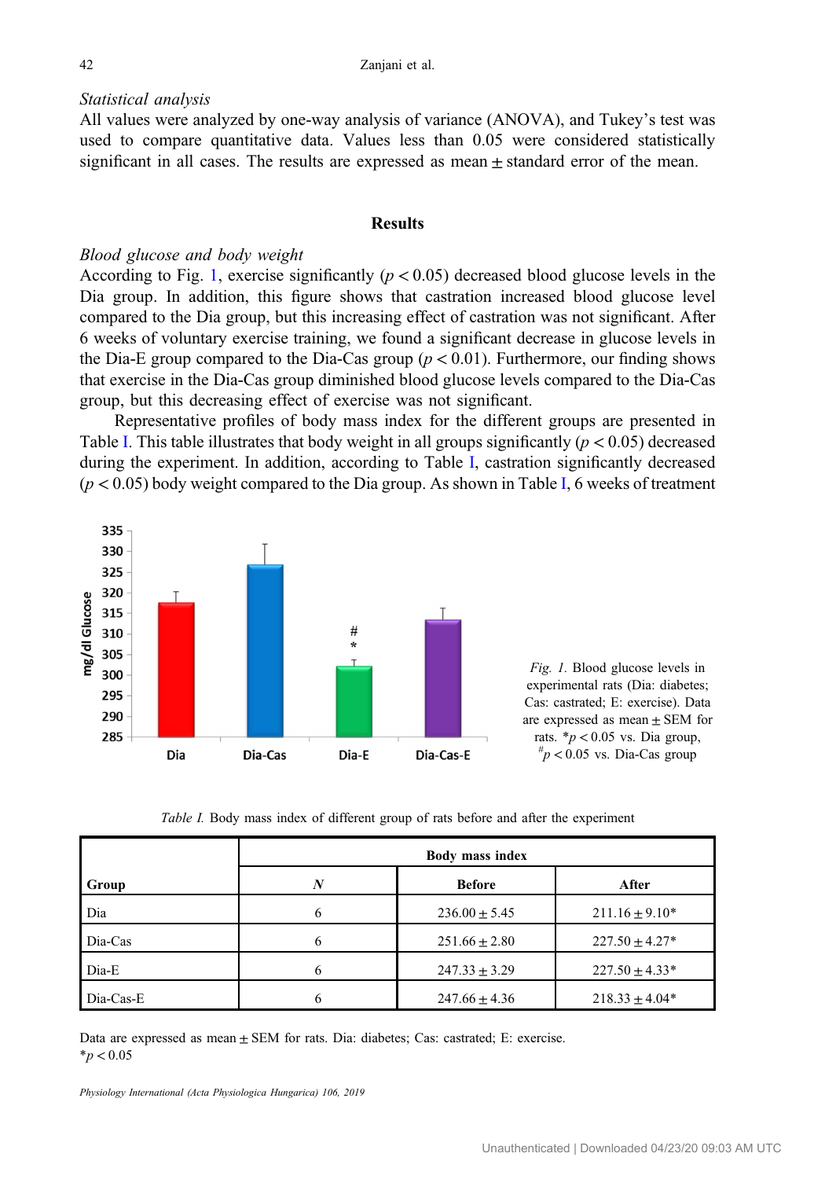### Statistical analysis

All values were analyzed by one-way analysis of variance (ANOVA), and Tukey's test was used to compare quantitative data. Values less than 0.05 were considered statistically significant in all cases. The results are expressed as mean ± standard error of the mean.

## Results

### Blood glucose and body weight

According to Fig. 1, exercise significantly ($p < 0.05$) decreased blood glucose levels in the Dia group. In addition, this figure shows that castration increased blood glucose level compared to the Dia group, but this increasing effect of castration was not significant. After 6 weeks of voluntary exercise training, we found a significant decrease in glucose levels in the Dia-E group compared to the Dia-Cas group ($p < 0.01$). Furthermore, our finding shows that exercise in the Dia-Cas group diminished blood glucose levels compared to the Dia-Cas group, but this decreasing effect of exercise was not significant.

Representative profiles of body mass index for the different groups are presented in Table I. This table illustrates that body weight in all groups significantly ($p < 0.05$) decreased during the experiment. In addition, according to Table I, castration significantly decreased ($p < 0.05$) body weight compared to the Dia group. As shown in Table I, 6 weeks of treatment

*Fig. 1.* Blood glucose levels in experimental rats (Dia: diabetes; Cas: castrated; E: exercise). Data are expressed as mean ± SEM for rats. $*p < 0.05$ vs. Dia group, $^{\#}p < 0.05$ vs. Dia-Cas group

*Table I.* Body mass index of different group of rats before and after the experiment

| Group | Body mass index | | |
|---|---|---|---|
| | *N* | Before | After |
| Dia | 6 | 236.00 ± 5.45 | 211.16 ± 9.10* |
| Dia-Cas | 6 | 251.66 ± 2.80 | 227.50 ± 4.27* |
| Dia-E | 6 | 247.33 ± 3.29 | 227.50 ± 4.33* |
| Dia-Cas-E | 6 | 247.66 ± 4.36 | 218.33 ± 4.04* |

Data are expressed as mean ± SEM for rats. Dia: diabetes; Cas: castrated; E: exercise.
$*p < 0.05$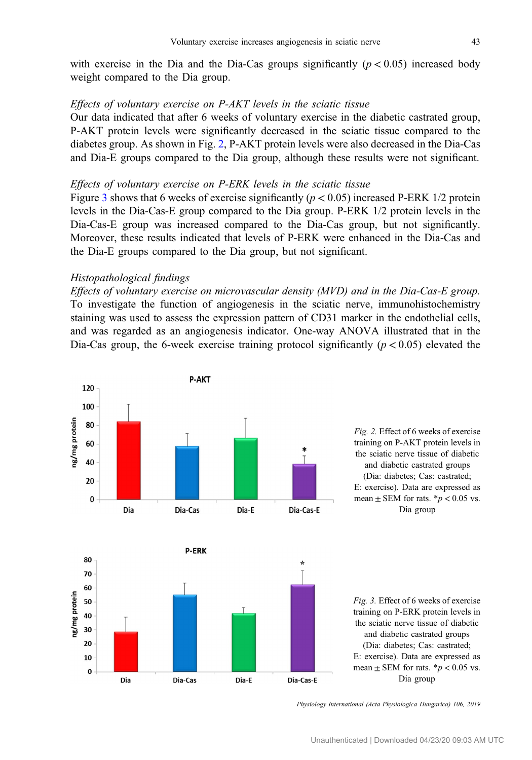with exercise in the Dia and the Dia-Cas groups significantly ($p < 0.05$) increased body weight compared to the Dia group.

*Effects of voluntary exercise on P-AKT levels in the sciatic tissue*

Our data indicated that after 6 weeks of voluntary exercise in the diabetic castrated group, P-AKT protein levels were significantly decreased in the sciatic tissue compared to the diabetes group. As shown in Fig. 2, P-AKT protein levels were also decreased in the Dia-Cas and Dia-E groups compared to the Dia group, although these results were not significant.

*Effects of voluntary exercise on P-ERK levels in the sciatic tissue*

Figure 3 shows that 6 weeks of exercise significantly ($p < 0.05$) increased P-ERK 1/2 protein levels in the Dia-Cas-E group compared to the Dia group. P-ERK 1/2 protein levels in the Dia-Cas-E group was increased compared to the Dia-Cas group, but not significantly. Moreover, these results indicated that levels of P-ERK were enhanced in the Dia-Cas and the Dia-E groups compared to the Dia group, but not significant.

*Histopathological findings*

*Effects of voluntary exercise on microvascular density (MVD) and in the Dia-Cas-E group.* To investigate the function of angiogenesis in the sciatic nerve, immunohistochemistry staining was used to assess the expression pattern of CD31 marker in the endothelial cells, and was regarded as an angiogenesis indicator. One-way ANOVA illustrated that in the Dia-Cas group, the 6-week exercise training protocol significantly ($p < 0.05$) elevated the

*Fig. 2.* Effect of 6 weeks of exercise training on P-AKT protein levels in the sciatic nerve tissue of diabetic and diabetic castrated groups (Dia: diabetes; Cas: castrated; E: exercise). Data are expressed as mean ± SEM for rats. *$p < 0.05$ vs. Dia group

*Fig. 3.* Effect of 6 weeks of exercise training on P-ERK protein levels in the sciatic nerve tissue of diabetic and diabetic castrated groups (Dia: diabetes; Cas: castrated; E: exercise). Data are expressed as mean ± SEM for rats. *$p < 0.05$ vs. Dia group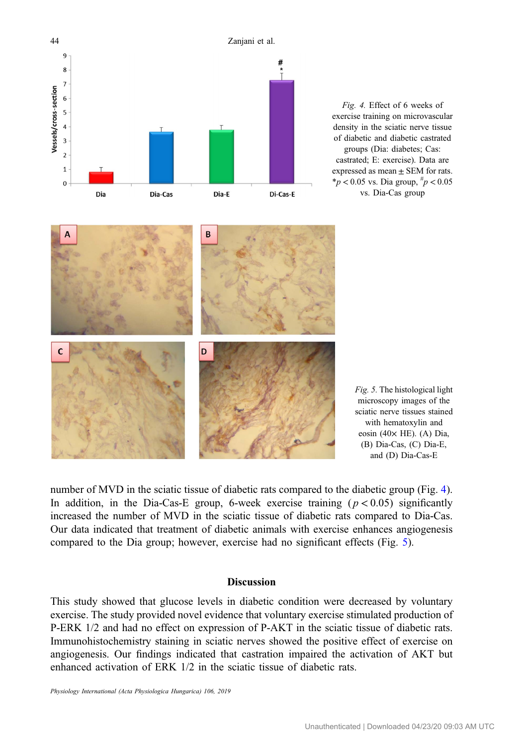*Fig. 4.* Effect of 6 weeks of exercise training on microvascular density in the sciatic nerve tissue of diabetic and diabetic castrated groups (Dia: diabetes; Cas: castrated; E: exercise). Data are expressed as mean ± SEM for rats. $^{*}p < 0.05$ vs. Dia group, $^{\#}p < 0.05$ vs. Dia-Cas group

*Fig. 5.* The histological light microscopy images of the sciatic nerve tissues stained with hematoxylin and eosin (40× HE). (A) Dia, (B) Dia-Cas, (C) Dia-E, and (D) Dia-Cas-E

number of MVD in the sciatic tissue of diabetic rats compared to the diabetic group (Fig. 4). In addition, in the Dia-Cas-E group, 6-week exercise training ($p < 0.05$) significantly increased the number of MVD in the sciatic tissue of diabetic rats compared to Dia-Cas. Our data indicated that treatment of diabetic animals with exercise enhances angiogenesis compared to the Dia group; however, exercise had no significant effects (Fig. 5).

## Discussion

This study showed that glucose levels in diabetic condition were decreased by voluntary exercise. The study provided novel evidence that voluntary exercise stimulated production of P-ERK 1/2 and had no effect on expression of P-AKT in the sciatic tissue of diabetic rats. Immunohistochemistry staining in sciatic nerves showed the positive effect of exercise on angiogenesis. Our findings indicated that castration impaired the activation of AKT but enhanced activation of ERK 1/2 in the sciatic tissue of diabetic rats.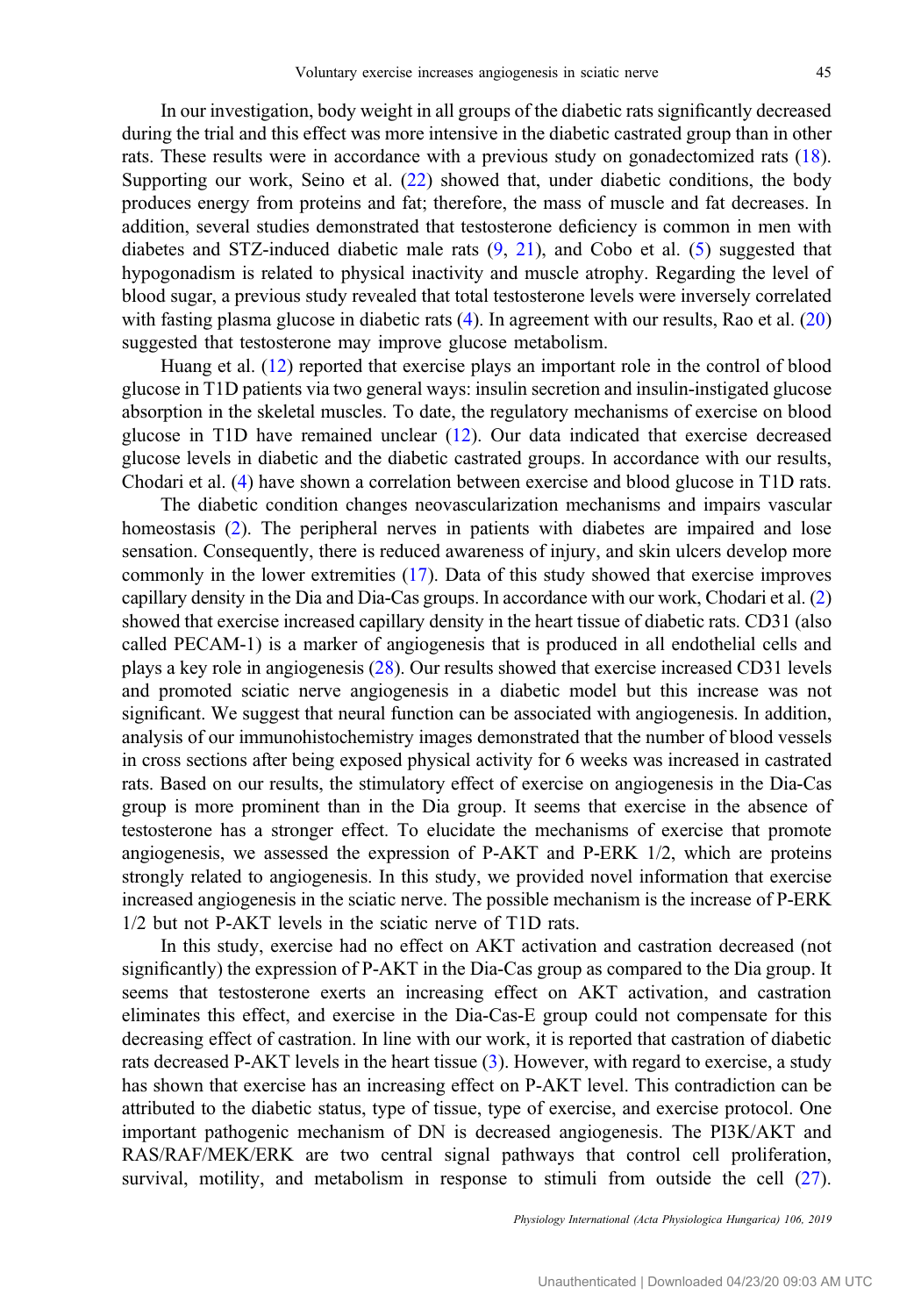In our investigation, body weight in all groups of the diabetic rats significantly decreased during the trial and this effect was more intensive in the diabetic castrated group than in other rats. These results were in accordance with a previous study on gonadectomized rats (18). Supporting our work, Seino et al. (22) showed that, under diabetic conditions, the body produces energy from proteins and fat; therefore, the mass of muscle and fat decreases. In addition, several studies demonstrated that testosterone deficiency is common in men with diabetes and STZ-induced diabetic male rats (9, 21), and Cobo et al. (5) suggested that hypogonadism is related to physical inactivity and muscle atrophy. Regarding the level of blood sugar, a previous study revealed that total testosterone levels were inversely correlated with fasting plasma glucose in diabetic rats (4). In agreement with our results, Rao et al. (20) suggested that testosterone may improve glucose metabolism.

Huang et al. (12) reported that exercise plays an important role in the control of blood glucose in T1D patients via two general ways: insulin secretion and insulin-instigated glucose absorption in the skeletal muscles. To date, the regulatory mechanisms of exercise on blood glucose in T1D have remained unclear (12). Our data indicated that exercise decreased glucose levels in diabetic and the diabetic castrated groups. In accordance with our results, Chodari et al. (4) have shown a correlation between exercise and blood glucose in T1D rats.

The diabetic condition changes neovascularization mechanisms and impairs vascular homeostasis (2). The peripheral nerves in patients with diabetes are impaired and lose sensation. Consequently, there is reduced awareness of injury, and skin ulcers develop more commonly in the lower extremities (17). Data of this study showed that exercise improves capillary density in the Dia and Dia-Cas groups. In accordance with our work, Chodari et al. (2) showed that exercise increased capillary density in the heart tissue of diabetic rats. CD31 (also called PECAM-1) is a marker of angiogenesis that is produced in all endothelial cells and plays a key role in angiogenesis (28). Our results showed that exercise increased CD31 levels and promoted sciatic nerve angiogenesis in a diabetic model but this increase was not significant. We suggest that neural function can be associated with angiogenesis. In addition, analysis of our immunohistochemistry images demonstrated that the number of blood vessels in cross sections after being exposed physical activity for 6 weeks was increased in castrated rats. Based on our results, the stimulatory effect of exercise on angiogenesis in the Dia-Cas group is more prominent than in the Dia group. It seems that exercise in the absence of testosterone has a stronger effect. To elucidate the mechanisms of exercise that promote angiogenesis, we assessed the expression of P-AKT and P-ERK 1/2, which are proteins strongly related to angiogenesis. In this study, we provided novel information that exercise increased angiogenesis in the sciatic nerve. The possible mechanism is the increase of P-ERK 1/2 but not P-AKT levels in the sciatic nerve of T1D rats.

In this study, exercise had no effect on AKT activation and castration decreased (not significantly) the expression of P-AKT in the Dia-Cas group as compared to the Dia group. It seems that testosterone exerts an increasing effect on AKT activation, and castration eliminates this effect, and exercise in the Dia-Cas-E group could not compensate for this decreasing effect of castration. In line with our work, it is reported that castration of diabetic rats decreased P-AKT levels in the heart tissue (3). However, with regard to exercise, a study has shown that exercise has an increasing effect on P-AKT level. This contradiction can be attributed to the diabetic status, type of tissue, type of exercise, and exercise protocol. One important pathogenic mechanism of DN is decreased angiogenesis. The PI3K/AKT and RAS/RAF/MEK/ERK are two central signal pathways that control cell proliferation, survival, motility, and metabolism in response to stimuli from outside the cell (27).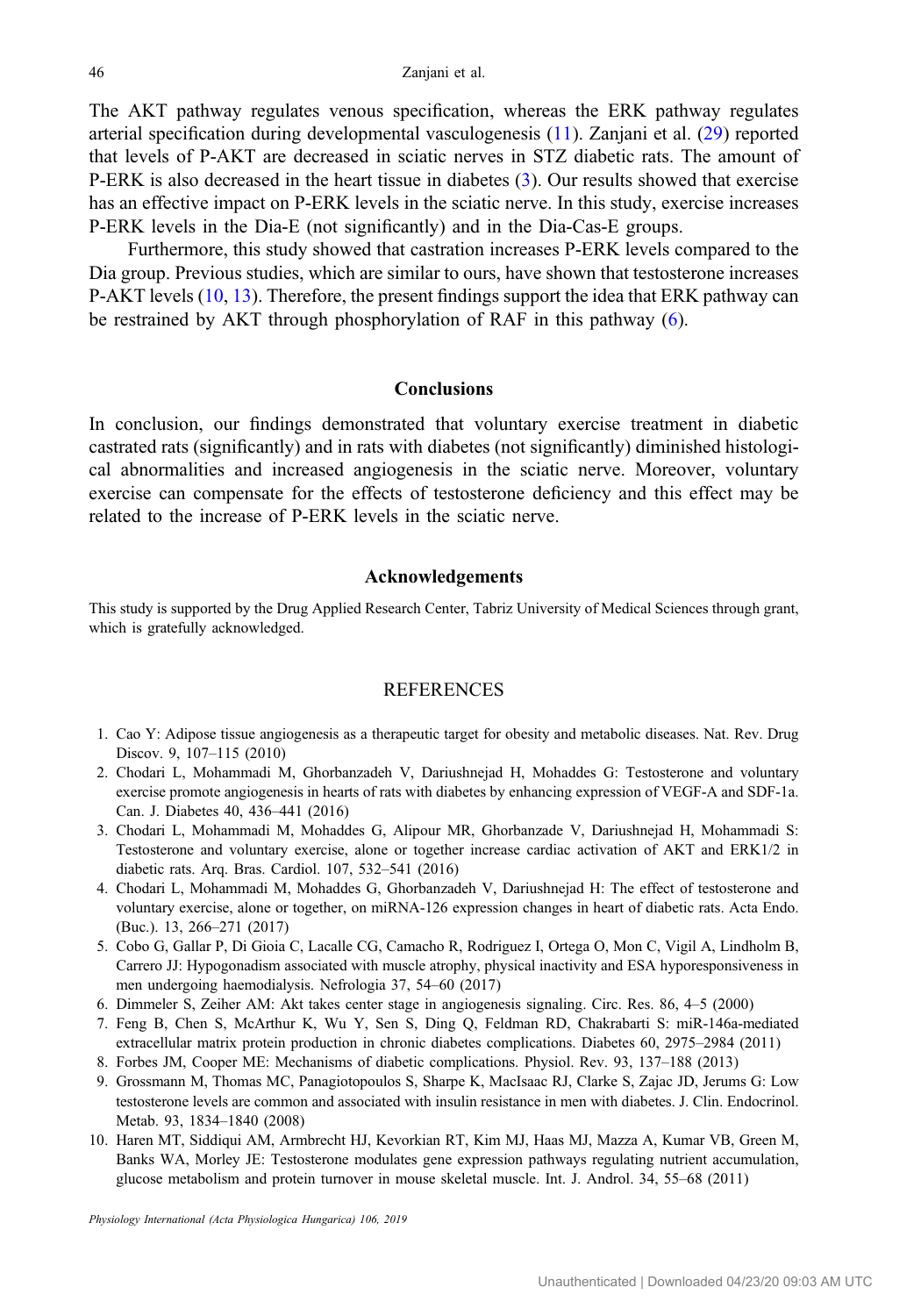The AKT pathway regulates venous specification, whereas the ERK pathway regulates arterial specification during developmental vasculogenesis (11). Zanjani et al. (29) reported that levels of P-AKT are decreased in sciatic nerves in STZ diabetic rats. The amount of P-ERK is also decreased in the heart tissue in diabetes (3). Our results showed that exercise has an effective impact on P-ERK levels in the sciatic nerve. In this study, exercise increases P-ERK levels in the Dia-E (not significantly) and in the Dia-Cas-E groups.

Furthermore, this study showed that castration increases P-ERK levels compared to the Dia group. Previous studies, which are similar to ours, have shown that testosterone increases P-AKT levels (10, 13). Therefore, the present findings support the idea that ERK pathway can be restrained by AKT through phosphorylation of RAF in this pathway (6).

## Conclusions

In conclusion, our findings demonstrated that voluntary exercise treatment in diabetic castrated rats (significantly) and in rats with diabetes (not significantly) diminished histological abnormalities and increased angiogenesis in the sciatic nerve. Moreover, voluntary exercise can compensate for the effects of testosterone deficiency and this effect may be related to the increase of P-ERK levels in the sciatic nerve.

## Acknowledgements

This study is supported by the Drug Applied Research Center, Tabriz University of Medical Sciences through grant, which is gratefully acknowledged.

## REFERENCES

1. Cao Y: Adipose tissue angiogenesis as a therapeutic target for obesity and metabolic diseases. Nat. Rev. Drug Discov. 9, 107–115 (2010)
2. Chodari L, Mohammadi M, Ghorbanzadeh V, Dariushnejad H, Mohaddes G: Testosterone and voluntary exercise promote angiogenesis in hearts of rats with diabetes by enhancing expression of VEGF-A and SDF-1a. Can. J. Diabetes 40, 436–441 (2016)
3. Chodari L, Mohammadi M, Mohaddes G, Alipour MR, Ghorbanzade V, Dariushnejad H, Mohammadi S: Testosterone and voluntary exercise, alone or together increase cardiac activation of AKT and ERK1/2 in diabetic rats. Arq. Bras. Cardiol. 107, 532–541 (2016)
4. Chodari L, Mohammadi M, Mohaddes G, Ghorbanzadeh V, Dariushnejad H: The effect of testosterone and voluntary exercise, alone or together, on miRNA-126 expression changes in heart of diabetic rats. Acta Endo. (Buc.). 13, 266–271 (2017)
5. Cobo G, Gallar P, Di Gioia C, Lacalle CG, Camacho R, Rodriguez I, Ortega O, Mon C, Vigil A, Lindholm B, Carrero JJ: Hypogonadism associated with muscle atrophy, physical inactivity and ESA hyporesponsiveness in men undergoing haemodialysis. Nefrologia 37, 54–60 (2017)
6. Dimmeler S, Zeiher AM: Akt takes center stage in angiogenesis signaling. Circ. Res. 86, 4–5 (2000)
7. Feng B, Chen S, McArthur K, Wu Y, Sen S, Ding Q, Feldman RD, Chakrabarti S: miR-146a-mediated extracellular matrix protein production in chronic diabetes complications. Diabetes 60, 2975–2984 (2011)
8. Forbes JM, Cooper ME: Mechanisms of diabetic complications. Physiol. Rev. 93, 137–188 (2013)
9. Grossmann M, Thomas MC, Panagiotopoulos S, Sharpe K, MacIsaac RJ, Clarke S, Zajac JD, Jerums G: Low testosterone levels are common and associated with insulin resistance in men with diabetes. J. Clin. Endocrinol. Metab. 93, 1834–1840 (2008)
10. Haren MT, Siddiqui AM, Armbrecht HJ, Kevorkian RT, Kim MJ, Haas MJ, Mazza A, Kumar VB, Green M, Banks WA, Morley JE: Testosterone modulates gene expression pathways regulating nutrient accumulation, glucose metabolism and protein turnover in mouse skeletal muscle. Int. J. Androl. 34, 55–68 (2011)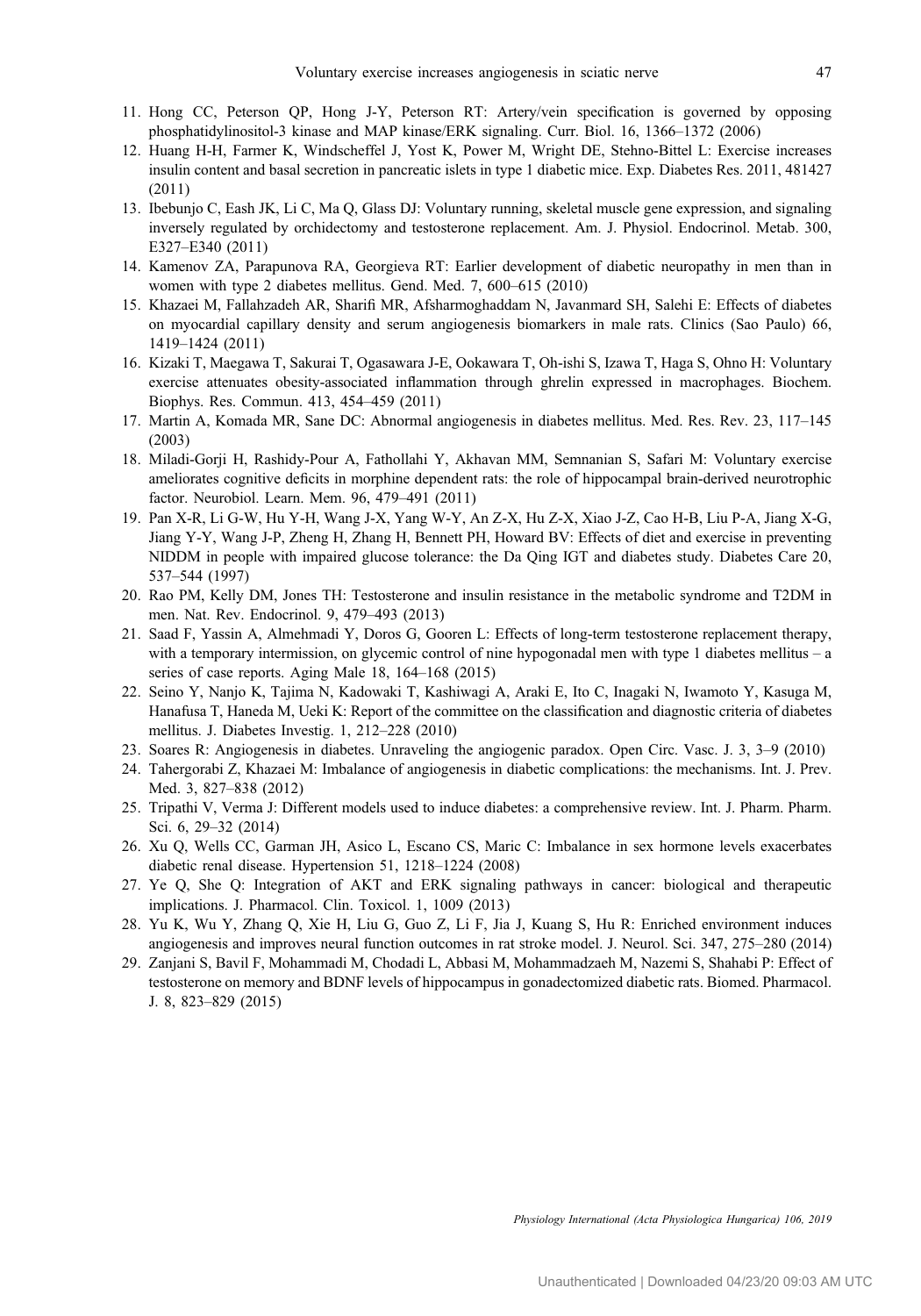11. Hong CC, Peterson QP, Hong J-Y, Peterson RT: Artery/vein specification is governed by opposing phosphatidylinositol-3 kinase and MAP kinase/ERK signaling. Curr. Biol. 16, 1366–1372 (2006)
12. Huang H-H, Farmer K, Windscheffel J, Yost K, Power M, Wright DE, Stehno-Bittel L: Exercise increases insulin content and basal secretion in pancreatic islets in type 1 diabetic mice. Exp. Diabetes Res. 2011, 481427 (2011)
13. Ibebunjo C, Eash JK, Li C, Ma Q, Glass DJ: Voluntary running, skeletal muscle gene expression, and signaling inversely regulated by orchidectomy and testosterone replacement. Am. J. Physiol. Endocrinol. Metab. 300, E327–E340 (2011)
14. Kamenov ZA, Parapunova RA, Georgieva RT: Earlier development of diabetic neuropathy in men than in women with type 2 diabetes mellitus. Gend. Med. 7, 600–615 (2010)
15. Khazaei M, Fallahzadeh AR, Sharifi MR, Afsharmoghaddam N, Javanmard SH, Salehi E: Effects of diabetes on myocardial capillary density and serum angiogenesis biomarkers in male rats. Clinics (Sao Paulo) 66, 1419–1424 (2011)
16. Kizaki T, Maegawa T, Sakurai T, Ogasawara J-E, Ookawara T, Oh-ishi S, Izawa T, Haga S, Ohno H: Voluntary exercise attenuates obesity-associated inflammation through ghrelin expressed in macrophages. Biochem. Biophys. Res. Commun. 413, 454–459 (2011)
17. Martin A, Komada MR, Sane DC: Abnormal angiogenesis in diabetes mellitus. Med. Res. Rev. 23, 117–145 (2003)
18. Miladi-Gorji H, Rashidy-Pour A, Fathollahi Y, Akhavan MM, Semnanian S, Safari M: Voluntary exercise ameliorates cognitive deficits in morphine dependent rats: the role of hippocampal brain-derived neurotrophic factor. Neurobiol. Learn. Mem. 96, 479–491 (2011)
19. Pan X-R, Li G-W, Hu Y-H, Wang J-X, Yang W-Y, An Z-X, Hu Z-X, Xiao J-Z, Cao H-B, Liu P-A, Jiang X-G, Jiang Y-Y, Wang J-P, Zheng H, Zhang H, Bennett PH, Howard BV: Effects of diet and exercise in preventing NIDDM in people with impaired glucose tolerance: the Da Qing IGT and diabetes study. Diabetes Care 20, 537–544 (1997)
20. Rao PM, Kelly DM, Jones TH: Testosterone and insulin resistance in the metabolic syndrome and T2DM in men. Nat. Rev. Endocrinol. 9, 479–493 (2013)
21. Saad F, Yassin A, Almehmadi Y, Doros G, Gooren L: Effects of long-term testosterone replacement therapy, with a temporary intermission, on glycemic control of nine hypogonadal men with type 1 diabetes mellitus – a series of case reports. Aging Male 18, 164–168 (2015)
22. Seino Y, Nanjo K, Tajima N, Kadowaki T, Kashiwagi A, Araki E, Ito C, Inagaki N, Iwamoto Y, Kasuga M, Hanafusa T, Haneda M, Ueki K: Report of the committee on the classification and diagnostic criteria of diabetes mellitus. J. Diabetes Investig. 1, 212–228 (2010)
23. Soares R: Angiogenesis in diabetes. Unraveling the angiogenic paradox. Open Circ. Vasc. J. 3, 3–9 (2010)
24. Tahergorabi Z, Khazaei M: Imbalance of angiogenesis in diabetic complications: the mechanisms. Int. J. Prev. Med. 3, 827–838 (2012)
25. Tripathi V, Verma J: Different models used to induce diabetes: a comprehensive review. Int. J. Pharm. Pharm. Sci. 6, 29–32 (2014)
26. Xu Q, Wells CC, Garman JH, Asico L, Escano CS, Maric C: Imbalance in sex hormone levels exacerbates diabetic renal disease. Hypertension 51, 1218–1224 (2008)
27. Ye Q, She Q: Integration of AKT and ERK signaling pathways in cancer: biological and therapeutic implications. J. Pharmacol. Clin. Toxicol. 1, 1009 (2013)
28. Yu K, Wu Y, Zhang Q, Xie H, Liu G, Guo Z, Li F, Jia J, Kuang S, Hu R: Enriched environment induces angiogenesis and improves neural function outcomes in rat stroke model. J. Neurol. Sci. 347, 275–280 (2014)
29. Zanjani S, Bavil F, Mohammadi M, Chodadi L, Abbasi M, Mohammadzaeh M, Nazemi S, Shahabi P: Effect of testosterone on memory and BDNF levels of hippocampus in gonadectomized diabetic rats. Biomed. Pharmacol. J. 8, 823–829 (2015)